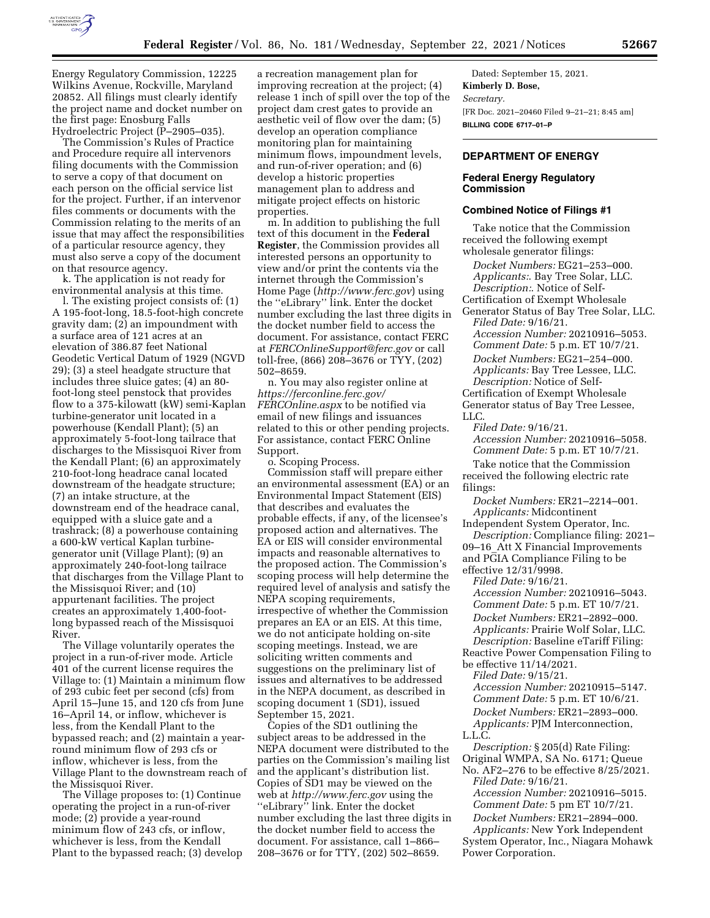Energy Regulatory Commission, 12225 Wilkins Avenue, Rockville, Maryland 20852. All filings must clearly identify the project name and docket number on the first page: Enosburg Falls Hydroelectric Project (P–2905–035).

The Commission's Rules of Practice and Procedure require all intervenors filing documents with the Commission to serve a copy of that document on each person on the official service list for the project. Further, if an intervenor files comments or documents with the Commission relating to the merits of an issue that may affect the responsibilities of a particular resource agency, they must also serve a copy of the document on that resource agency.

k. The application is not ready for environmental analysis at this time.

l. The existing project consists of: (1) A 195-foot-long, 18.5-foot-high concrete gravity dam; (2) an impoundment with a surface area of 121 acres at an elevation of 386.87 feet National Geodetic Vertical Datum of 1929 (NGVD 29); (3) a steel headgate structure that includes three sluice gates; (4) an 80-foot-long steel penstock that provides flow to a 375-kilowatt (kW) semi-Kaplan turbine-generator unit located in a powerhouse (Kendall Plant); (5) an approximately 5-foot-long tailrace that discharges to the Missisquoi River from the Kendall Plant; (6) an approximately 210-foot-long headrace canal located downstream of the headgate structure; (7) an intake structure, at the downstream end of the headrace canal, equipped with a sluice gate and a trashrack; (8) a powerhouse containing a 600-kW vertical Kaplan turbine-generator unit (Village Plant); (9) an approximately 240-foot-long tailrace that discharges from the Village Plant to the Missisquoi River; and (10) appurtenant facilities. The project creates an approximately 1,400-foot-long bypassed reach of the Missisquoi River.

The Village voluntarily operates the project in a run-of-river mode. Article 401 of the current license requires the Village to: (1) Maintain a minimum flow of 293 cubic feet per second (cfs) from April 15–June 15, and 120 cfs from June 16–April 14, or inflow, whichever is less, from the Kendall Plant to the bypassed reach; and (2) maintain a year-round minimum flow of 293 cfs or inflow, whichever is less, from the Village Plant to the downstream reach of the Missisquoi River.

The Village proposes to: (1) Continue operating the project in a run-of-river mode; (2) provide a year-round minimum flow of 243 cfs, or inflow, whichever is less, from the Kendall Plant to the bypassed reach; (3) develop a recreation management plan for improving recreation at the project; (4) release 1 inch of spill over the top of the project dam crest gates to provide an aesthetic veil of flow over the dam; (5) develop an operation compliance monitoring plan for maintaining minimum flows, impoundment levels, and run-of-river operation; and (6) develop a historic properties management plan to address and mitigate project effects on historic properties.

m. In addition to publishing the full text of this document in the **Federal Register**, the Commission provides all interested persons an opportunity to view and/or print the contents via the internet through the Commission's Home Page (*http://www.ferc.gov*) using the ''eLibrary'' link. Enter the docket number excluding the last three digits in the docket number field to access the document. For assistance, contact FERC at *FERCOnlineSupport@ferc.gov* or call toll-free, (866) 208–3676 or TYY, (202) 502–8659.

n. You may also register online at *https://ferconline.ferc.gov/FERCOnline.aspx* to be notified via email of new filings and issuances related to this or other pending projects. For assistance, contact FERC Online Support.

o. Scoping Process.

Commission staff will prepare either an environmental assessment (EA) or an Environmental Impact Statement (EIS) that describes and evaluates the probable effects, if any, of the licensee's proposed action and alternatives. The EA or EIS will consider environmental impacts and reasonable alternatives to the proposed action. The Commission's scoping process will help determine the required level of analysis and satisfy the NEPA scoping requirements, irrespective of whether the Commission prepares an EA or an EIS. At this time, we do not anticipate holding on-site scoping meetings. Instead, we are soliciting written comments and suggestions on the preliminary list of issues and alternatives to be addressed in the NEPA document, as described in scoping document 1 (SD1), issued September 15, 2021.

Copies of the SD1 outlining the subject areas to be addressed in the NEPA document were distributed to the parties on the Commission's mailing list and the applicant's distribution list. Copies of SD1 may be viewed on the web at *http://www.ferc.gov* using the ''eLibrary'' link. Enter the docket number excluding the last three digits in the docket number field to access the document. For assistance, call 1–866–208–3676 or for TTY, (202) 502–8659.

Dated: September 15, 2021.

**Kimberly D. Bose,**

*Secretary.*

[FR Doc. 2021–20460 Filed 9–21–21; 8:45 am]

**BILLING CODE 6717–01–P**

## DEPARTMENT OF ENERGY

### Federal Energy Regulatory Commission

### Combined Notice of Filings #1

Take notice that the Commission received the following exempt wholesale generator filings:

*Docket Numbers:* EG21–253–000.
*Applicants:*. Bay Tree Solar, LLC.
*Description:*. Notice of Self-Certification of Exempt Wholesale Generator Status of Bay Tree Solar, LLC.
*Filed Date:* 9/16/21.
*Accession Number:* 20210916–5053.
*Comment Date:* 5 p.m. ET 10/7/21.

*Docket Numbers:* EG21–254–000.
*Applicants:* Bay Tree Lessee, LLC.
*Description:* Notice of Self-Certification of Exempt Wholesale Generator status of Bay Tree Lessee, LLC.
*Filed Date:* 9/16/21.
*Accession Number:* 20210916–5058.
*Comment Date:* 5 p.m. ET 10/7/21.

Take notice that the Commission received the following electric rate filings:

*Docket Numbers:* ER21–2214–001.
*Applicants:* Midcontinent Independent System Operator, Inc.
*Description:* Compliance filing: 2021–09–16_Att X Financial Improvements and PGIA Compliance Filing to be effective 12/31/9998.
*Filed Date:* 9/16/21.
*Accession Number:* 20210916–5043.
*Comment Date:* 5 p.m. ET 10/7/21.

*Docket Numbers:* ER21–2892–000.
*Applicants:* Prairie Wolf Solar, LLC.
*Description:* Baseline eTariff Filing: Reactive Power Compensation Filing to be effective 11/14/2021.
*Filed Date:* 9/15/21.
*Accession Number:* 20210915–5147.
*Comment Date:* 5 p.m. ET 10/6/21.

*Docket Numbers:* ER21–2893–000.
*Applicants:* PJM Interconnection, L.L.C.
*Description:* § 205(d) Rate Filing: Original WMPA, SA No. 6171; Queue No. AF2–276 to be effective 8/25/2021.
*Filed Date:* 9/16/21.
*Accession Number:* 20210916–5015.
*Comment Date:* 5 pm ET 10/7/21.

*Docket Numbers:* ER21–2894–000.
*Applicants:* New York Independent System Operator, Inc., Niagara Mohawk Power Corporation.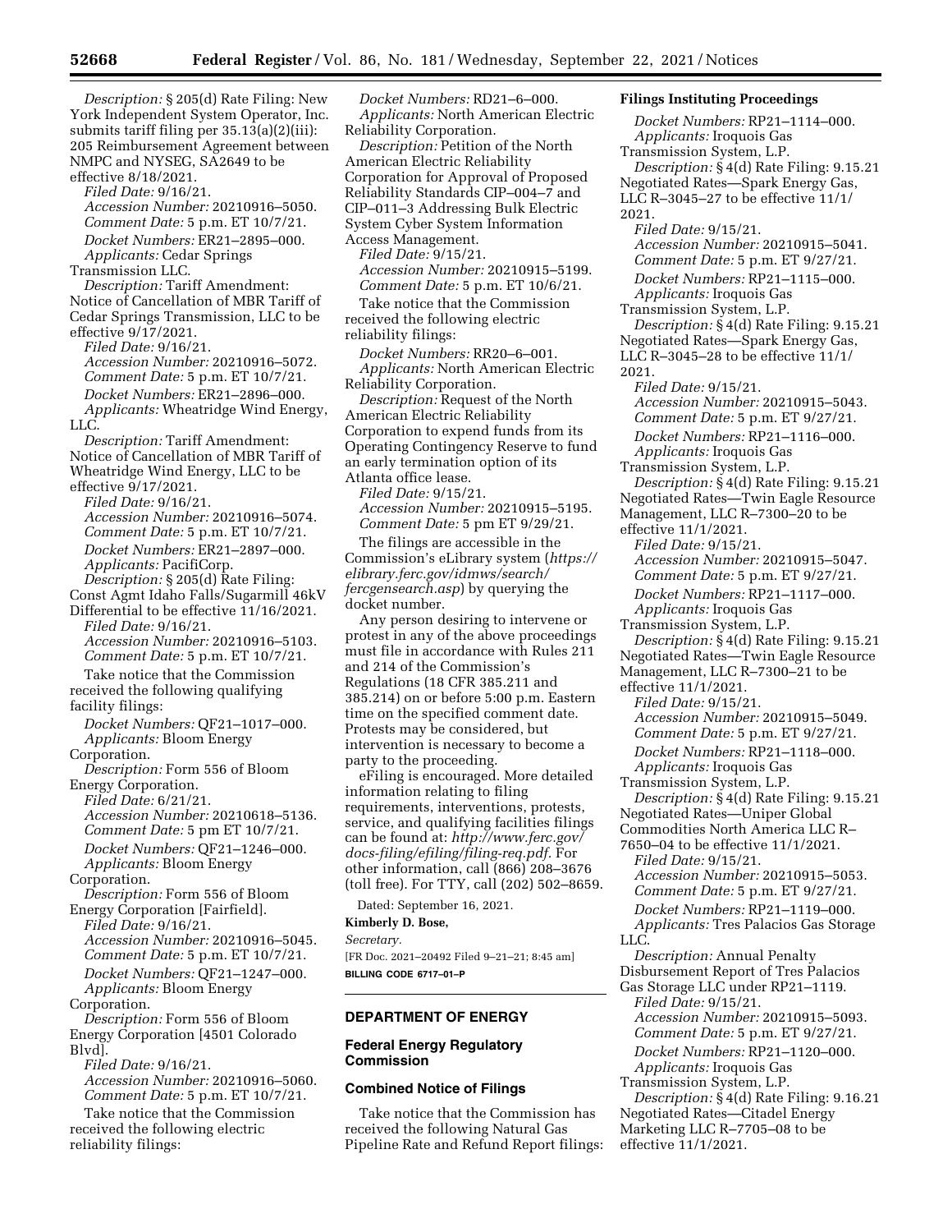*Description:* § 205(d) Rate Filing: New York Independent System Operator, Inc. submits tariff filing per 35.13(a)(2)(iii): 205 Reimbursement Agreement between NMPC and NYSEG, SA2649 to be effective 8/18/2021.

*Filed Date:* 9/16/21.

*Accession Number:* 20210916–5050.

*Comment Date:* 5 p.m. ET 10/7/21.

*Docket Numbers:* ER21–2895–000.

*Applicants:* Cedar Springs Transmission LLC.

*Description:* Tariff Amendment: Notice of Cancellation of MBR Tariff of Cedar Springs Transmission, LLC to be effective 9/17/2021.

*Filed Date:* 9/16/21.

*Accession Number:* 20210916–5072.

*Comment Date:* 5 p.m. ET 10/7/21.

*Docket Numbers:* ER21–2896–000.

*Applicants:* Wheatridge Wind Energy, LLC.

*Description:* Tariff Amendment: Notice of Cancellation of MBR Tariff of Wheatridge Wind Energy, LLC to be effective 9/17/2021.

*Filed Date:* 9/16/21.

*Accession Number:* 20210916–5074.

*Comment Date:* 5 p.m. ET 10/7/21.

*Docket Numbers:* ER21–2897–000.

*Applicants:* PacifiCorp.

*Description:* § 205(d) Rate Filing: Const Agmt Idaho Falls/Sugarmill 46kV Differential to be effective 11/16/2021.

*Filed Date:* 9/16/21.

*Accession Number:* 20210916–5103.

*Comment Date:* 5 p.m. ET 10/7/21.

Take notice that the Commission received the following qualifying facility filings:

*Docket Numbers:* QF21–1017–000.

*Applicants:* Bloom Energy Corporation.

*Description:* Form 556 of Bloom Energy Corporation.

*Filed Date:* 6/21/21.

*Accession Number:* 20210618–5136.

*Comment Date:* 5 pm ET 10/7/21.

*Docket Numbers:* QF21–1246–000.

*Applicants:* Bloom Energy Corporation.

*Description:* Form 556 of Bloom Energy Corporation [Fairfield].

*Filed Date:* 9/16/21.

*Accession Number:* 20210916–5045.

*Comment Date:* 5 p.m. ET 10/7/21.

*Docket Numbers:* QF21–1247–000.

*Applicants:* Bloom Energy Corporation.

*Description:* Form 556 of Bloom Energy Corporation [4501 Colorado Blvd].

*Filed Date:* 9/16/21.

*Accession Number:* 20210916–5060.

*Comment Date:* 5 p.m. ET 10/7/21.

Take notice that the Commission received the following electric reliability filings:

*Docket Numbers:* RD21–6–000.

*Applicants:* North American Electric Reliability Corporation.

*Description:* Petition of the North American Electric Reliability Corporation for Approval of Proposed Reliability Standards CIP–004–7 and CIP–011–3 Addressing Bulk Electric System Cyber System Information Access Management.

*Filed Date:* 9/15/21.

*Accession Number:* 20210915–5199.

*Comment Date:* 5 p.m. ET 10/6/21.

Take notice that the Commission received the following electric reliability filings:

*Docket Numbers:* RR20–6–001.

*Applicants:* North American Electric Reliability Corporation.

*Description:* Request of the North American Electric Reliability Corporation to expend funds from its Operating Contingency Reserve to fund an early termination option of its Atlanta office lease.

*Filed Date:* 9/15/21.

*Accession Number:* 20210915–5195.

*Comment Date:* 5 pm ET 9/29/21.

The filings are accessible in the Commission's eLibrary system (*https://elibrary.ferc.gov/idmws/search/fercgensearch.asp*) by querying the docket number.

Any person desiring to intervene or protest in any of the above proceedings must file in accordance with Rules 211 and 214 of the Commission's Regulations (18 CFR 385.211 and 385.214) on or before 5:00 p.m. Eastern time on the specified comment date. Protests may be considered, but intervention is necessary to become a party to the proceeding.

eFiling is encouraged. More detailed information relating to filing requirements, interventions, protests, service, and qualifying facilities filings can be found at: *http://www.ferc.gov/docs-filing/efiling/filing-req.pdf.* For other information, call (866) 208–3676 (toll free). For TTY, call (202) 502–8659.

Dated: September 16, 2021.

**Kimberly D. Bose,**

*Secretary.*

[FR Doc. 2021–20492 Filed 9–21–21; 8:45 am]

**BILLING CODE 6717–01–P**

## DEPARTMENT OF ENERGY

### Federal Energy Regulatory Commission

### Combined Notice of Filings

Take notice that the Commission has received the following Natural Gas Pipeline Rate and Refund Report filings:

#### Filings Instituting Proceedings

*Docket Numbers:* RP21–1114–000.

*Applicants:* Iroquois Gas Transmission System, L.P.

*Description:* § 4(d) Rate Filing: 9.15.21 Negotiated Rates—Spark Energy Gas, LLC R–3045–27 to be effective 11/1/2021.

*Filed Date:* 9/15/21.

*Accession Number:* 20210915–5041.

*Comment Date:* 5 p.m. ET 9/27/21.

*Docket Numbers:* RP21–1115–000.

*Applicants:* Iroquois Gas Transmission System, L.P.

*Description:* § 4(d) Rate Filing: 9.15.21 Negotiated Rates—Spark Energy Gas, LLC R–3045–28 to be effective 11/1/2021.

*Filed Date:* 9/15/21.

*Accession Number:* 20210915–5043.

*Comment Date:* 5 p.m. ET 9/27/21.

*Docket Numbers:* RP21–1116–000.

*Applicants:* Iroquois Gas Transmission System, L.P.

*Description:* § 4(d) Rate Filing: 9.15.21 Negotiated Rates—Twin Eagle Resource Management, LLC R–7300–20 to be effective 11/1/2021.

*Filed Date:* 9/15/21.

*Accession Number:* 20210915–5047.

*Comment Date:* 5 p.m. ET 9/27/21.

*Docket Numbers:* RP21–1117–000.

*Applicants:* Iroquois Gas Transmission System, L.P.

*Description:* § 4(d) Rate Filing: 9.15.21 Negotiated Rates—Twin Eagle Resource Management, LLC R–7300–21 to be effective 11/1/2021.

*Filed Date:* 9/15/21.

*Accession Number:* 20210915–5049.

*Comment Date:* 5 p.m. ET 9/27/21.

*Docket Numbers:* RP21–1118–000.

*Applicants:* Iroquois Gas Transmission System, L.P.

*Description:* § 4(d) Rate Filing: 9.15.21 Negotiated Rates—Uniper Global Commodities North America LLC R–7650–04 to be effective 11/1/2021.

*Filed Date:* 9/15/21.

*Accession Number:* 20210915–5053.

*Comment Date:* 5 p.m. ET 9/27/21.

*Docket Numbers:* RP21–1119–000.

*Applicants:* Tres Palacios Gas Storage LLC.

*Description:* Annual Penalty Disbursement Report of Tres Palacios Gas Storage LLC under RP21–1119.

*Filed Date:* 9/15/21.

*Accession Number:* 20210915–5093.

*Comment Date:* 5 p.m. ET 9/27/21.

*Docket Numbers:* RP21–1120–000.

*Applicants:* Iroquois Gas Transmission System, L.P.

*Description:* § 4(d) Rate Filing: 9.16.21 Negotiated Rates—Citadel Energy Marketing LLC R–7705–08 to be effective 11/1/2021.